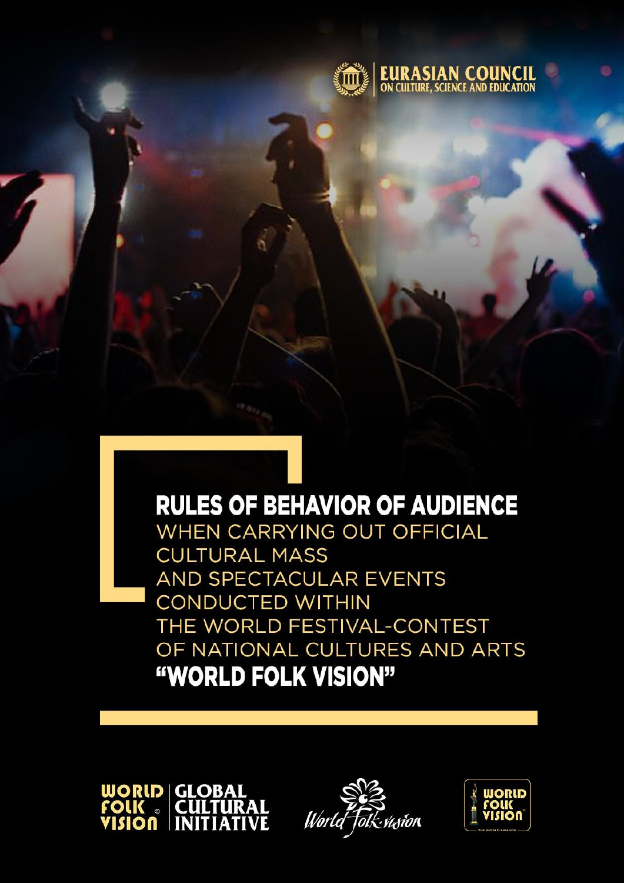EURASIAN COUNCIL
ON CULTURE, SCIENCE AND EDUCATION

# RULES OF BEHAVIOR OF AUDIENCE

WHEN CARRYING OUT OFFICIAL CULTURAL MASS AND SPECTACULAR EVENTS CONDUCTED WITHIN THE WORLD FESTIVAL-CONTEST OF NATIONAL CULTURES AND ARTS

## "WORLD FOLK VISION"

WORLD FOLK VISION © | GLOBAL CULTURAL INITIATIVE

World Folk Vision

WORLD FOLK VISION®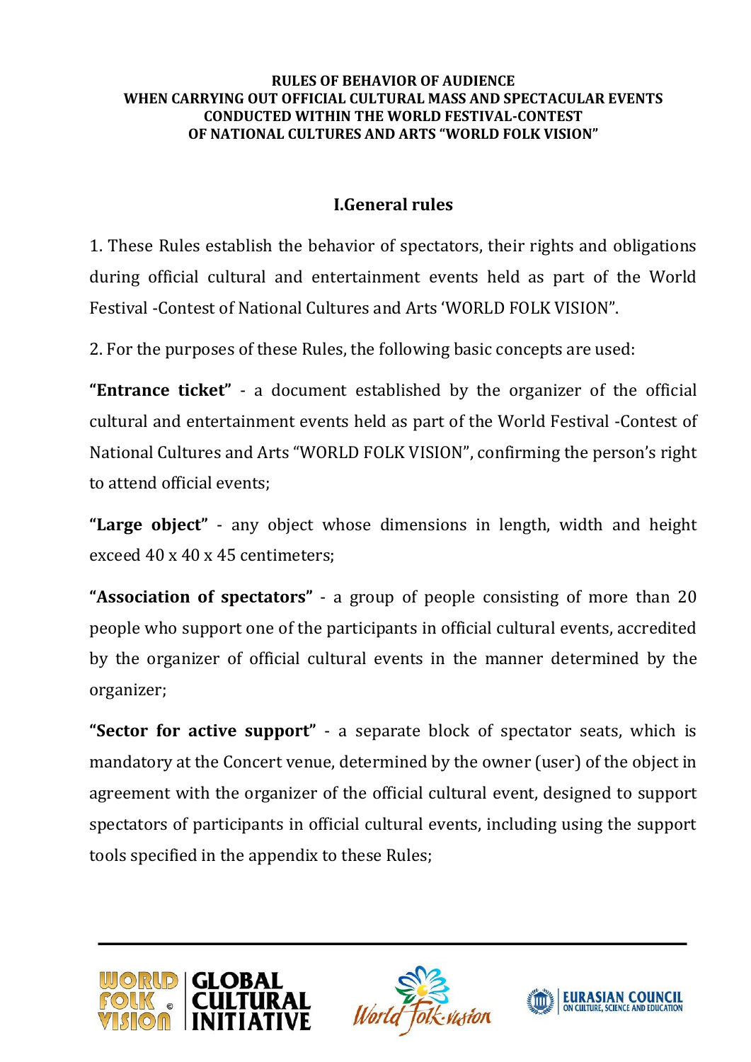**RULES OF BEHAVIOR OF AUDIENCE**
**WHEN CARRYING OUT OFFICIAL CULTURAL MASS AND SPECTACULAR EVENTS**
**CONDUCTED WITHIN THE WORLD FESTIVAL-CONTEST**
**OF NATIONAL CULTURES AND ARTS "WORLD FOLK VISION"**

## I.General rules

1. These Rules establish the behavior of spectators, their rights and obligations during official cultural and entertainment events held as part of the World Festival -Contest of National Cultures and Arts 'WORLD FOLK VISION".

2. For the purposes of these Rules, the following basic concepts are used:

**"Entrance ticket"** - a document established by the organizer of the official cultural and entertainment events held as part of the World Festival -Contest of National Cultures and Arts "WORLD FOLK VISION", confirming the person's right to attend official events;

**"Large object"** - any object whose dimensions in length, width and height exceed 40 x 40 x 45 centimeters;

**"Association of spectators"** - a group of people consisting of more than 20 people who support one of the participants in official cultural events, accredited by the organizer of official cultural events in the manner determined by the organizer;

**"Sector for active support"** - a separate block of spectator seats, which is mandatory at the Concert venue, determined by the owner (user) of the object in agreement with the organizer of the official cultural event, designed to support spectators of participants in official cultural events, including using the support tools specified in the appendix to these Rules;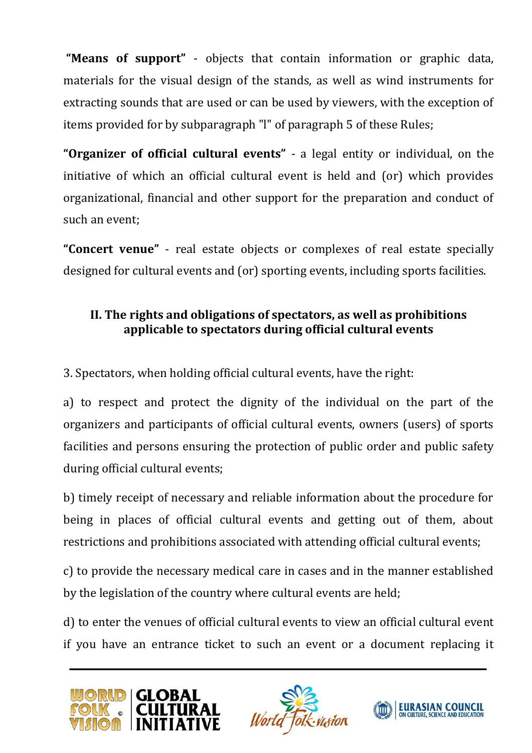**"Means of support"** - objects that contain information or graphic data, materials for the visual design of the stands, as well as wind instruments for extracting sounds that are used or can be used by viewers, with the exception of items provided for by subparagraph "l" of paragraph 5 of these Rules;

**"Organizer of official cultural events"** - a legal entity or individual, on the initiative of which an official cultural event is held and (or) which provides organizational, financial and other support for the preparation and conduct of such an event;

**"Concert venue"** - real estate objects or complexes of real estate specially designed for cultural events and (or) sporting events, including sports facilities.

## II. The rights and obligations of spectators, as well as prohibitions applicable to spectators during official cultural events

3. Spectators, when holding official cultural events, have the right:

a) to respect and protect the dignity of the individual on the part of the organizers and participants of official cultural events, owners (users) of sports facilities and persons ensuring the protection of public order and public safety during official cultural events;

b) timely receipt of necessary and reliable information about the procedure for being in places of official cultural events and getting out of them, about restrictions and prohibitions associated with attending official cultural events;

c) to provide the necessary medical care in cases and in the manner established by the legislation of the country where cultural events are held;

d) to enter the venues of official cultural events to view an official cultural event if you have an entrance ticket to such an event or a document replacing it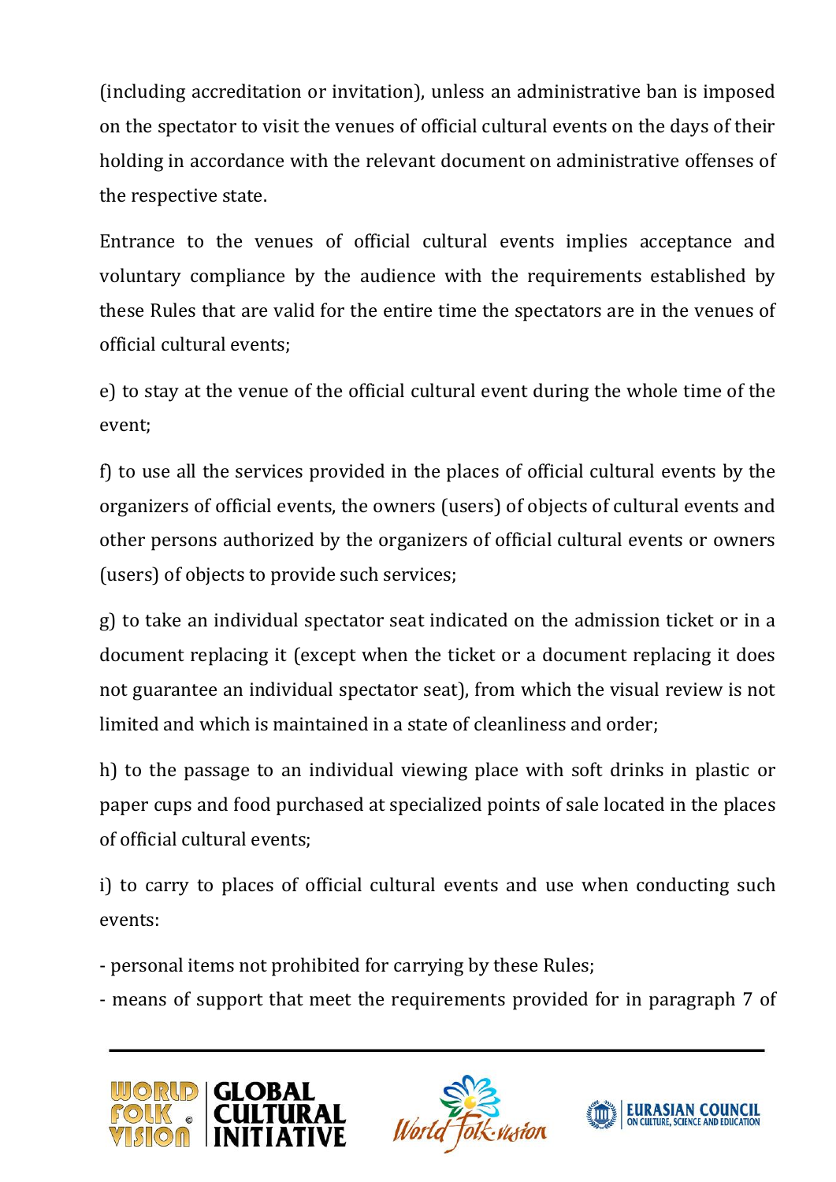(including accreditation or invitation), unless an administrative ban is imposed on the spectator to visit the venues of official cultural events on the days of their holding in accordance with the relevant document on administrative offenses of the respective state.

Entrance to the venues of official cultural events implies acceptance and voluntary compliance by the audience with the requirements established by these Rules that are valid for the entire time the spectators are in the venues of official cultural events;

e) to stay at the venue of the official cultural event during the whole time of the event;

f) to use all the services provided in the places of official cultural events by the organizers of official events, the owners (users) of objects of cultural events and other persons authorized by the organizers of official cultural events or owners (users) of objects to provide such services;

g) to take an individual spectator seat indicated on the admission ticket or in a document replacing it (except when the ticket or a document replacing it does not guarantee an individual spectator seat), from which the visual review is not limited and which is maintained in a state of cleanliness and order;

h) to the passage to an individual viewing place with soft drinks in plastic or paper cups and food purchased at specialized points of sale located in the places of official cultural events;

i) to carry to places of official cultural events and use when conducting such events:

- personal items not prohibited for carrying by these Rules;
- means of support that meet the requirements provided for in paragraph 7 of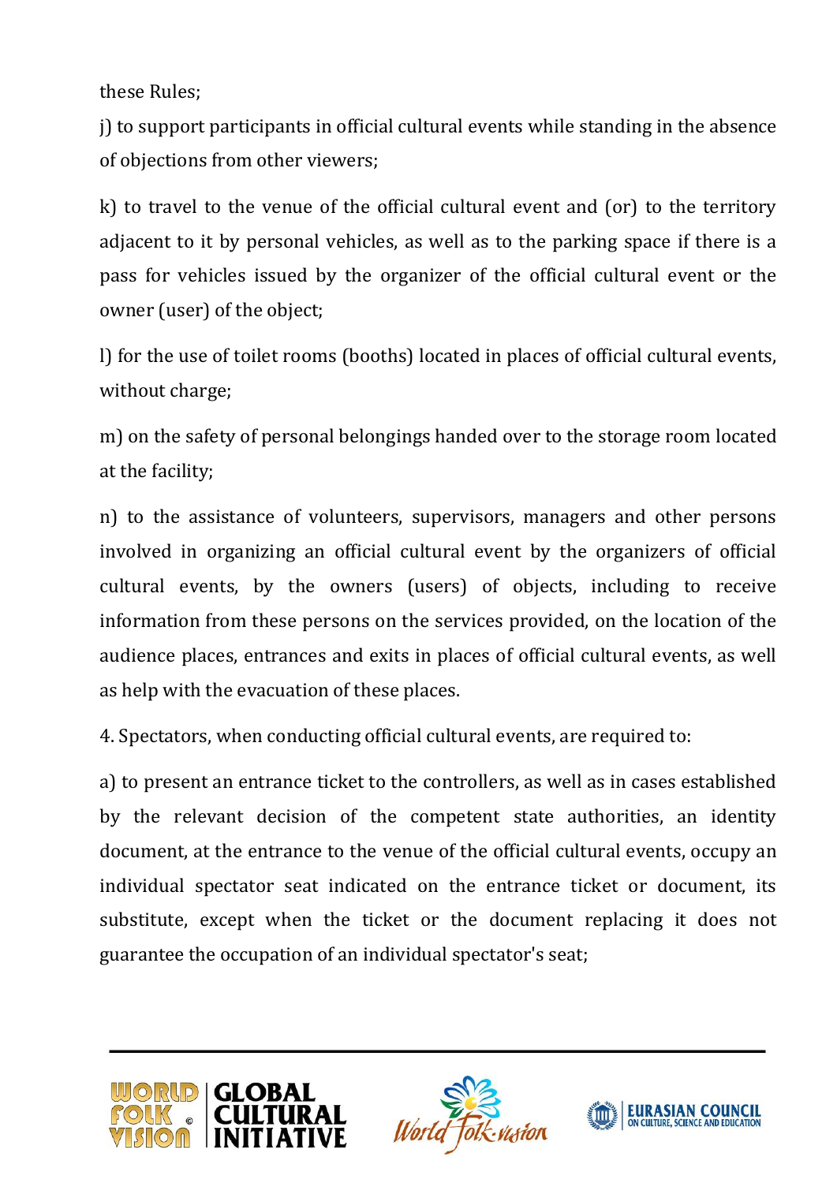these Rules;

j) to support participants in official cultural events while standing in the absence of objections from other viewers;

k) to travel to the venue of the official cultural event and (or) to the territory adjacent to it by personal vehicles, as well as to the parking space if there is a pass for vehicles issued by the organizer of the official cultural event or the owner (user) of the object;

l) for the use of toilet rooms (booths) located in places of official cultural events, without charge;

m) on the safety of personal belongings handed over to the storage room located at the facility;

n) to the assistance of volunteers, supervisors, managers and other persons involved in organizing an official cultural event by the organizers of official cultural events, by the owners (users) of objects, including to receive information from these persons on the services provided, on the location of the audience places, entrances and exits in places of official cultural events, as well as help with the evacuation of these places.

4. Spectators, when conducting official cultural events, are required to:

a) to present an entrance ticket to the controllers, as well as in cases established by the relevant decision of the competent state authorities, an identity document, at the entrance to the venue of the official cultural events, occupy an individual spectator seat indicated on the entrance ticket or document, its substitute, except when the ticket or the document replacing it does not guarantee the occupation of an individual spectator's seat;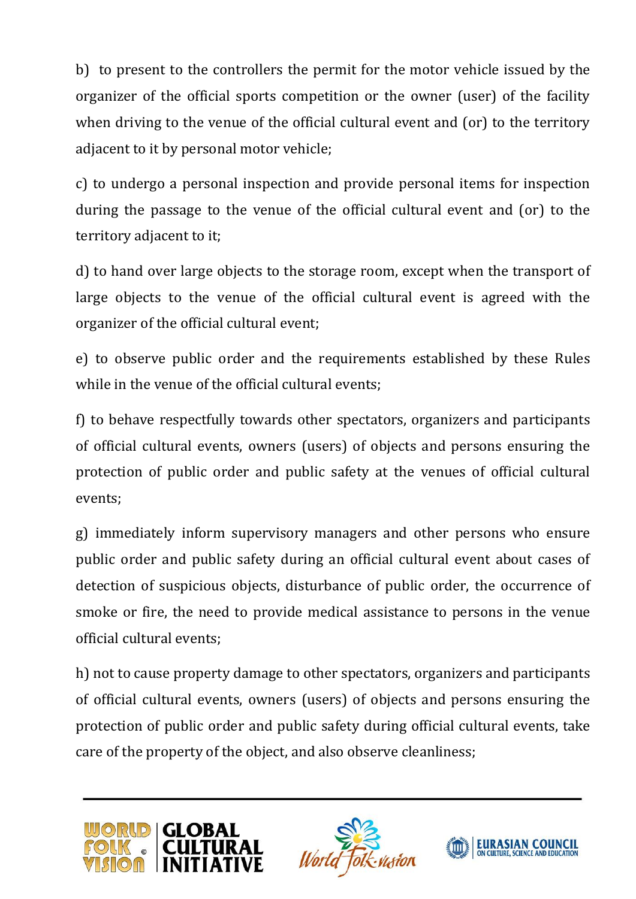b) to present to the controllers the permit for the motor vehicle issued by the organizer of the official sports competition or the owner (user) of the facility when driving to the venue of the official cultural event and (or) to the territory adjacent to it by personal motor vehicle;

c) to undergo a personal inspection and provide personal items for inspection during the passage to the venue of the official cultural event and (or) to the territory adjacent to it;

d) to hand over large objects to the storage room, except when the transport of large objects to the venue of the official cultural event is agreed with the organizer of the official cultural event;

e) to observe public order and the requirements established by these Rules while in the venue of the official cultural events;

f) to behave respectfully towards other spectators, organizers and participants of official cultural events, owners (users) of objects and persons ensuring the protection of public order and public safety at the venues of official cultural events;

g) immediately inform supervisory managers and other persons who ensure public order and public safety during an official cultural event about cases of detection of suspicious objects, disturbance of public order, the occurrence of smoke or fire, the need to provide medical assistance to persons in the venue official cultural events;

h) not to cause property damage to other spectators, organizers and participants of official cultural events, owners (users) of objects and persons ensuring the protection of public order and public safety during official cultural events, take care of the property of the object, and also observe cleanliness;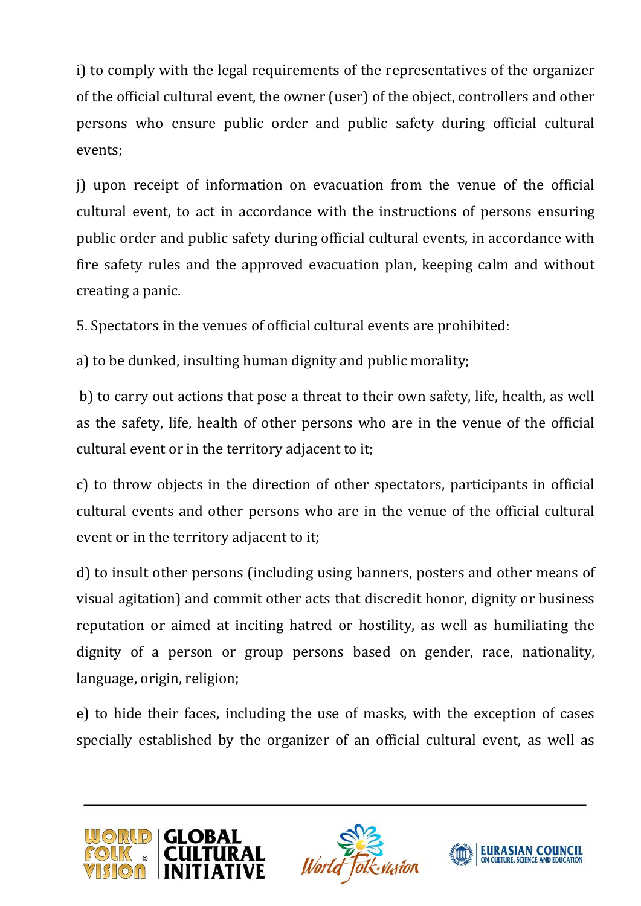i) to comply with the legal requirements of the representatives of the organizer of the official cultural event, the owner (user) of the object, controllers and other persons who ensure public order and public safety during official cultural events;

j) upon receipt of information on evacuation from the venue of the official cultural event, to act in accordance with the instructions of persons ensuring public order and public safety during official cultural events, in accordance with fire safety rules and the approved evacuation plan, keeping calm and without creating a panic.

5. Spectators in the venues of official cultural events are prohibited:

a) to be dunked, insulting human dignity and public morality;

b) to carry out actions that pose a threat to their own safety, life, health, as well as the safety, life, health of other persons who are in the venue of the official cultural event or in the territory adjacent to it;

c) to throw objects in the direction of other spectators, participants in official cultural events and other persons who are in the venue of the official cultural event or in the territory adjacent to it;

d) to insult other persons (including using banners, posters and other means of visual agitation) and commit other acts that discredit honor, dignity or business reputation or aimed at inciting hatred or hostility, as well as humiliating the dignity of a person or group persons based on gender, race, nationality, language, origin, religion;

e) to hide their faces, including the use of masks, with the exception of cases specially established by the organizer of an official cultural event, as well as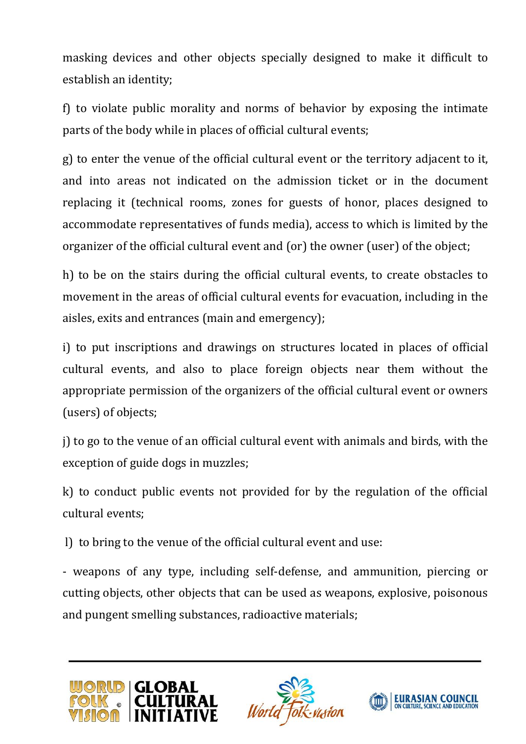masking devices and other objects specially designed to make it difficult to establish an identity;

f) to violate public morality and norms of behavior by exposing the intimate parts of the body while in places of official cultural events;

g) to enter the venue of the official cultural event or the territory adjacent to it, and into areas not indicated on the admission ticket or in the document replacing it (technical rooms, zones for guests of honor, places designed to accommodate representatives of funds media), access to which is limited by the organizer of the official cultural event and (or) the owner (user) of the object;

h) to be on the stairs during the official cultural events, to create obstacles to movement in the areas of official cultural events for evacuation, including in the aisles, exits and entrances (main and emergency);

i) to put inscriptions and drawings on structures located in places of official cultural events, and also to place foreign objects near them without the appropriate permission of the organizers of the official cultural event or owners (users) of objects;

j) to go to the venue of an official cultural event with animals and birds, with the exception of guide dogs in muzzles;

k) to conduct public events not provided for by the regulation of the official cultural events;

l) to bring to the venue of the official cultural event and use:

- weapons of any type, including self-defense, and ammunition, piercing or cutting objects, other objects that can be used as weapons, explosive, poisonous and pungent smelling substances, radioactive materials;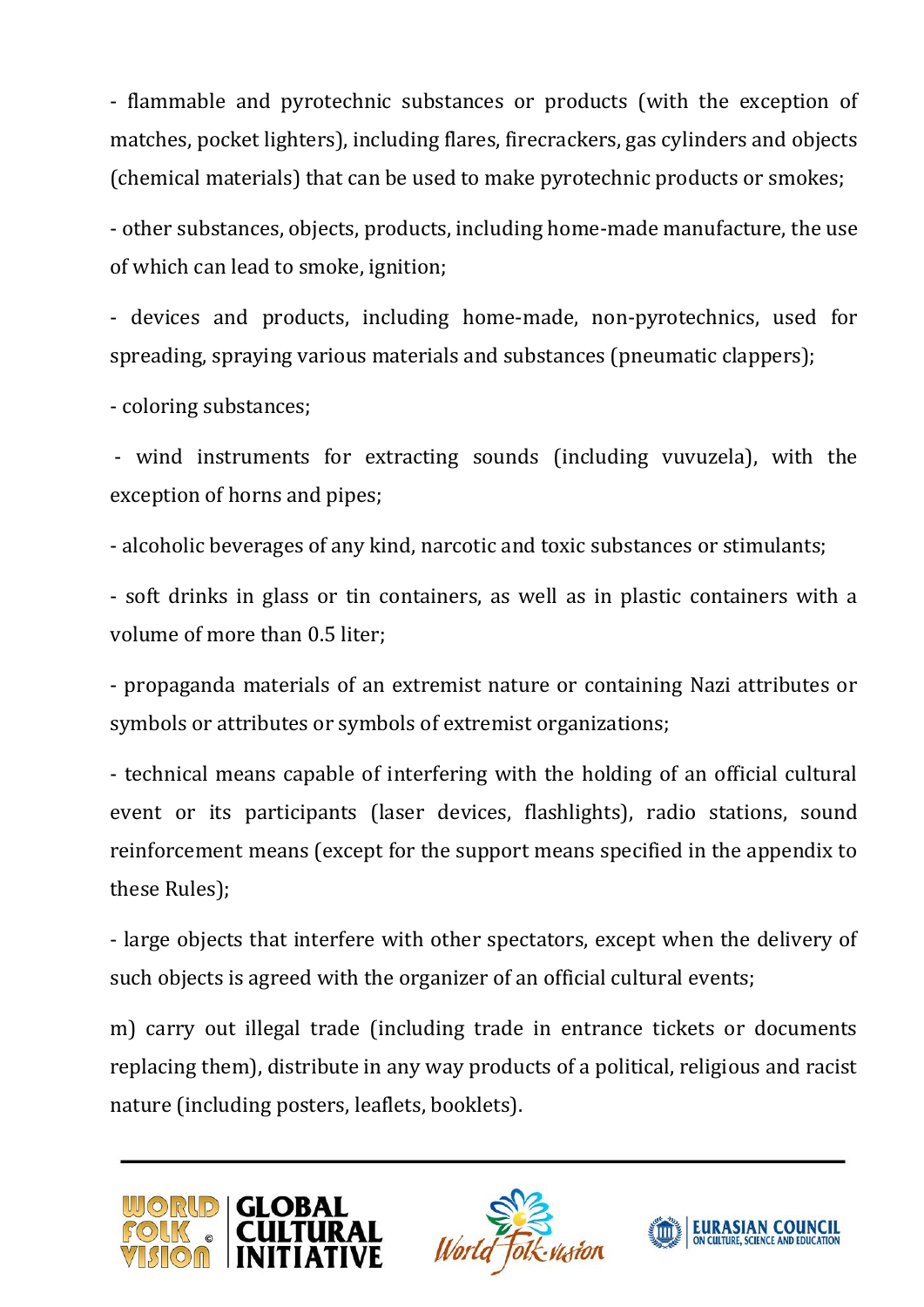- flammable and pyrotechnic substances or products (with the exception of matches, pocket lighters), including flares, firecrackers, gas cylinders and objects (chemical materials) that can be used to make pyrotechnic products or smokes;

- other substances, objects, products, including home-made manufacture, the use of which can lead to smoke, ignition;

- devices and products, including home-made, non-pyrotechnics, used for spreading, spraying various materials and substances (pneumatic clappers);

- coloring substances;

- wind instruments for extracting sounds (including vuvuzela), with the exception of horns and pipes;

- alcoholic beverages of any kind, narcotic and toxic substances or stimulants;

- soft drinks in glass or tin containers, as well as in plastic containers with a volume of more than 0.5 liter;

- propaganda materials of an extremist nature or containing Nazi attributes or symbols or attributes or symbols of extremist organizations;

- technical means capable of interfering with the holding of an official cultural event or its participants (laser devices, flashlights), radio stations, sound reinforcement means (except for the support means specified in the appendix to these Rules);

- large objects that interfere with other spectators, except when the delivery of such objects is agreed with the organizer of an official cultural events;

m) carry out illegal trade (including trade in entrance tickets or documents replacing them), distribute in any way products of a political, religious and racist nature (including posters, leaflets, booklets).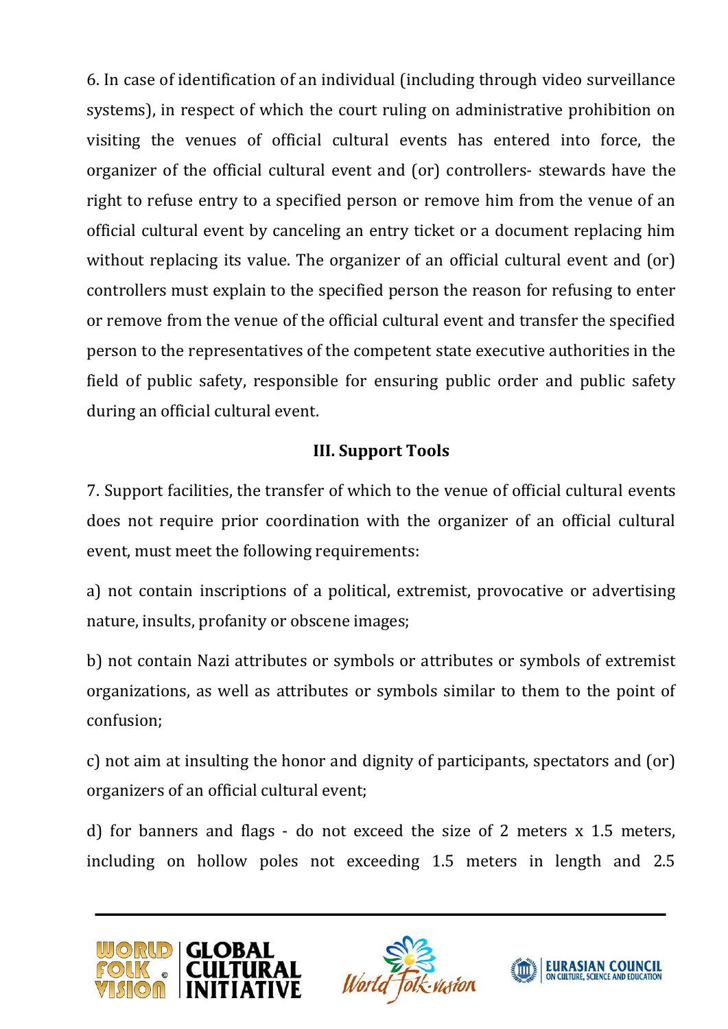6. In case of identification of an individual (including through video surveillance systems), in respect of which the court ruling on administrative prohibition on visiting the venues of official cultural events has entered into force, the organizer of the official cultural event and (or) controllers- stewards have the right to refuse entry to a specified person or remove him from the venue of an official cultural event by canceling an entry ticket or a document replacing him without replacing its value. The organizer of an official cultural event and (or) controllers must explain to the specified person the reason for refusing to enter or remove from the venue of the official cultural event and transfer the specified person to the representatives of the competent state executive authorities in the field of public safety, responsible for ensuring public order and public safety during an official cultural event.

## III. Support Tools

7. Support facilities, the transfer of which to the venue of official cultural events does not require prior coordination with the organizer of an official cultural event, must meet the following requirements:

a) not contain inscriptions of a political, extremist, provocative or advertising nature, insults, profanity or obscene images;

b) not contain Nazi attributes or symbols or attributes or symbols of extremist organizations, as well as attributes or symbols similar to them to the point of confusion;

c) not aim at insulting the honor and dignity of participants, spectators and (or) organizers of an official cultural event;

d) for banners and flags - do not exceed the size of 2 meters x 1.5 meters, including on hollow poles not exceeding 1.5 meters in length and 2.5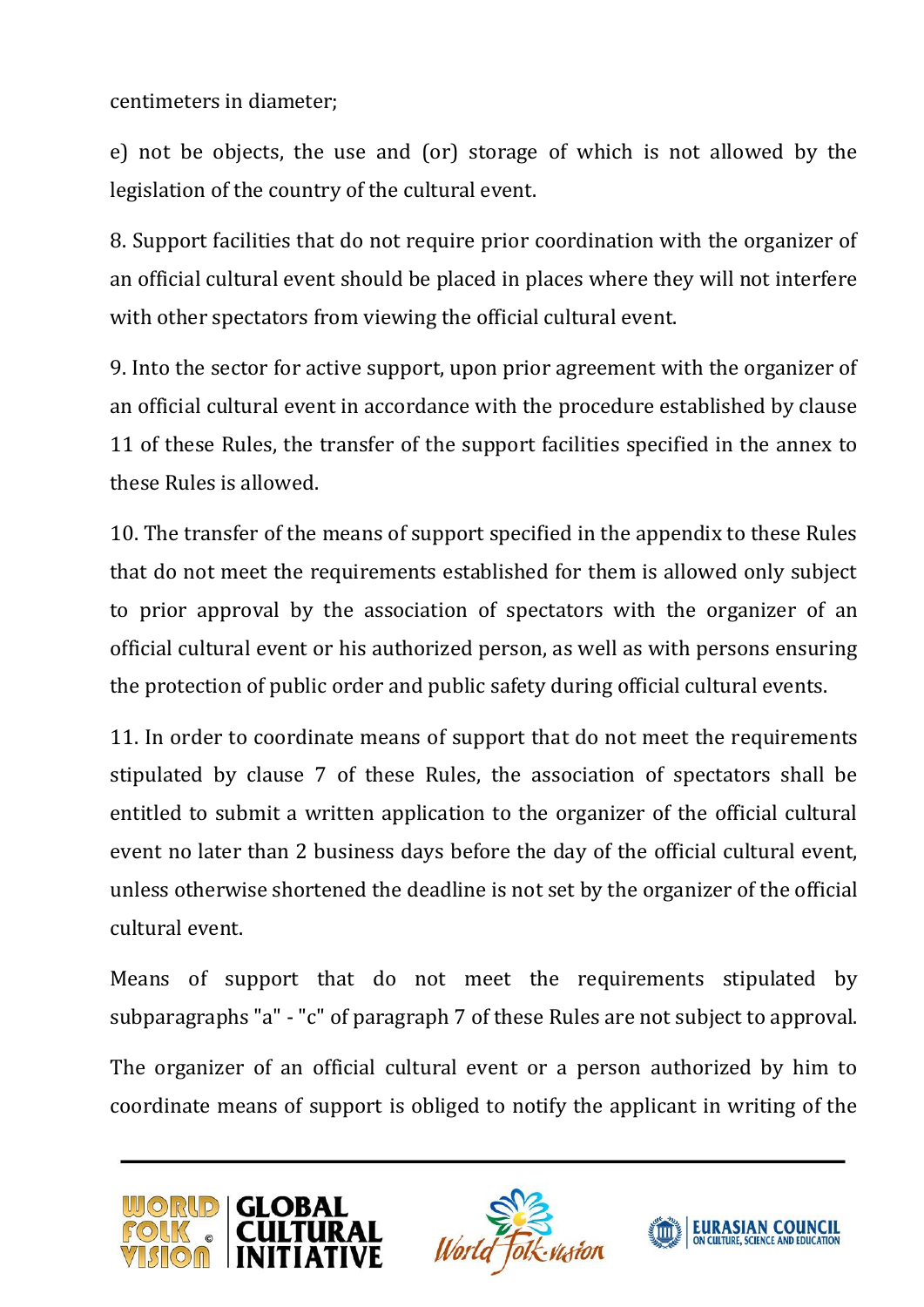centimeters in diameter;

e) not be objects, the use and (or) storage of which is not allowed by the legislation of the country of the cultural event.

8. Support facilities that do not require prior coordination with the organizer of an official cultural event should be placed in places where they will not interfere with other spectators from viewing the official cultural event.

9. Into the sector for active support, upon prior agreement with the organizer of an official cultural event in accordance with the procedure established by clause 11 of these Rules, the transfer of the support facilities specified in the annex to these Rules is allowed.

10. The transfer of the means of support specified in the appendix to these Rules that do not meet the requirements established for them is allowed only subject to prior approval by the association of spectators with the organizer of an official cultural event or his authorized person, as well as with persons ensuring the protection of public order and public safety during official cultural events.

11. In order to coordinate means of support that do not meet the requirements stipulated by clause 7 of these Rules, the association of spectators shall be entitled to submit a written application to the organizer of the official cultural event no later than 2 business days before the day of the official cultural event, unless otherwise shortened the deadline is not set by the organizer of the official cultural event.

Means of support that do not meet the requirements stipulated by subparagraphs "a" - "c" of paragraph 7 of these Rules are not subject to approval.

The organizer of an official cultural event or a person authorized by him to coordinate means of support is obliged to notify the applicant in writing of the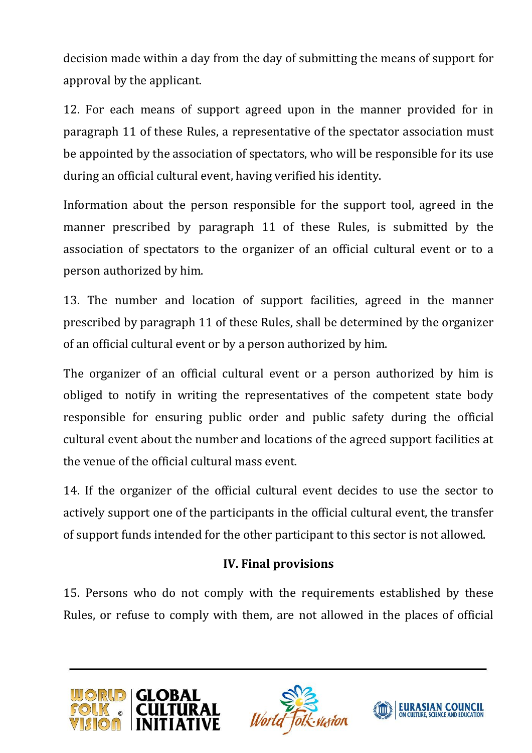decision made within a day from the day of submitting the means of support for approval by the applicant.

12. For each means of support agreed upon in the manner provided for in paragraph 11 of these Rules, a representative of the spectator association must be appointed by the association of spectators, who will be responsible for its use during an official cultural event, having verified his identity.

Information about the person responsible for the support tool, agreed in the manner prescribed by paragraph 11 of these Rules, is submitted by the association of spectators to the organizer of an official cultural event or to a person authorized by him.

13. The number and location of support facilities, agreed in the manner prescribed by paragraph 11 of these Rules, shall be determined by the organizer of an official cultural event or by a person authorized by him.

The organizer of an official cultural event or a person authorized by him is obliged to notify in writing the representatives of the competent state body responsible for ensuring public order and public safety during the official cultural event about the number and locations of the agreed support facilities at the venue of the official cultural mass event.

14. If the organizer of the official cultural event decides to use the sector to actively support one of the participants in the official cultural event, the transfer of support funds intended for the other participant to this sector is not allowed.

## IV. Final provisions

15. Persons who do not comply with the requirements established by these Rules, or refuse to comply with them, are not allowed in the places of official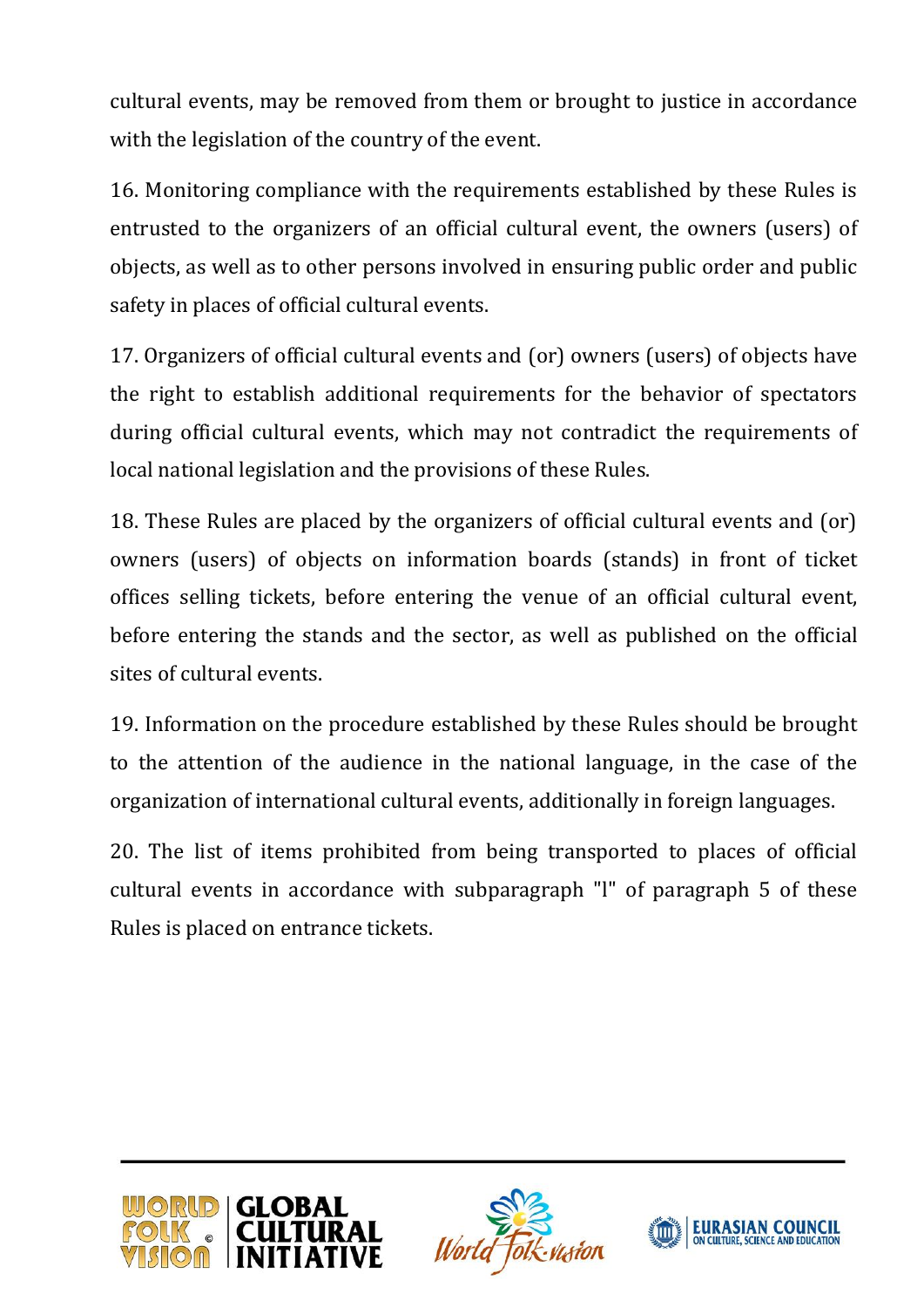cultural events, may be removed from them or brought to justice in accordance with the legislation of the country of the event.

16. Monitoring compliance with the requirements established by these Rules is entrusted to the organizers of an official cultural event, the owners (users) of objects, as well as to other persons involved in ensuring public order and public safety in places of official cultural events.

17. Organizers of official cultural events and (or) owners (users) of objects have the right to establish additional requirements for the behavior of spectators during official cultural events, which may not contradict the requirements of local national legislation and the provisions of these Rules.

18. These Rules are placed by the organizers of official cultural events and (or) owners (users) of objects on information boards (stands) in front of ticket offices selling tickets, before entering the venue of an official cultural event, before entering the stands and the sector, as well as published on the official sites of cultural events.

19. Information on the procedure established by these Rules should be brought to the attention of the audience in the national language, in the case of the organization of international cultural events, additionally in foreign languages.

20. The list of items prohibited from being transported to places of official cultural events in accordance with subparagraph "l" of paragraph 5 of these Rules is placed on entrance tickets.